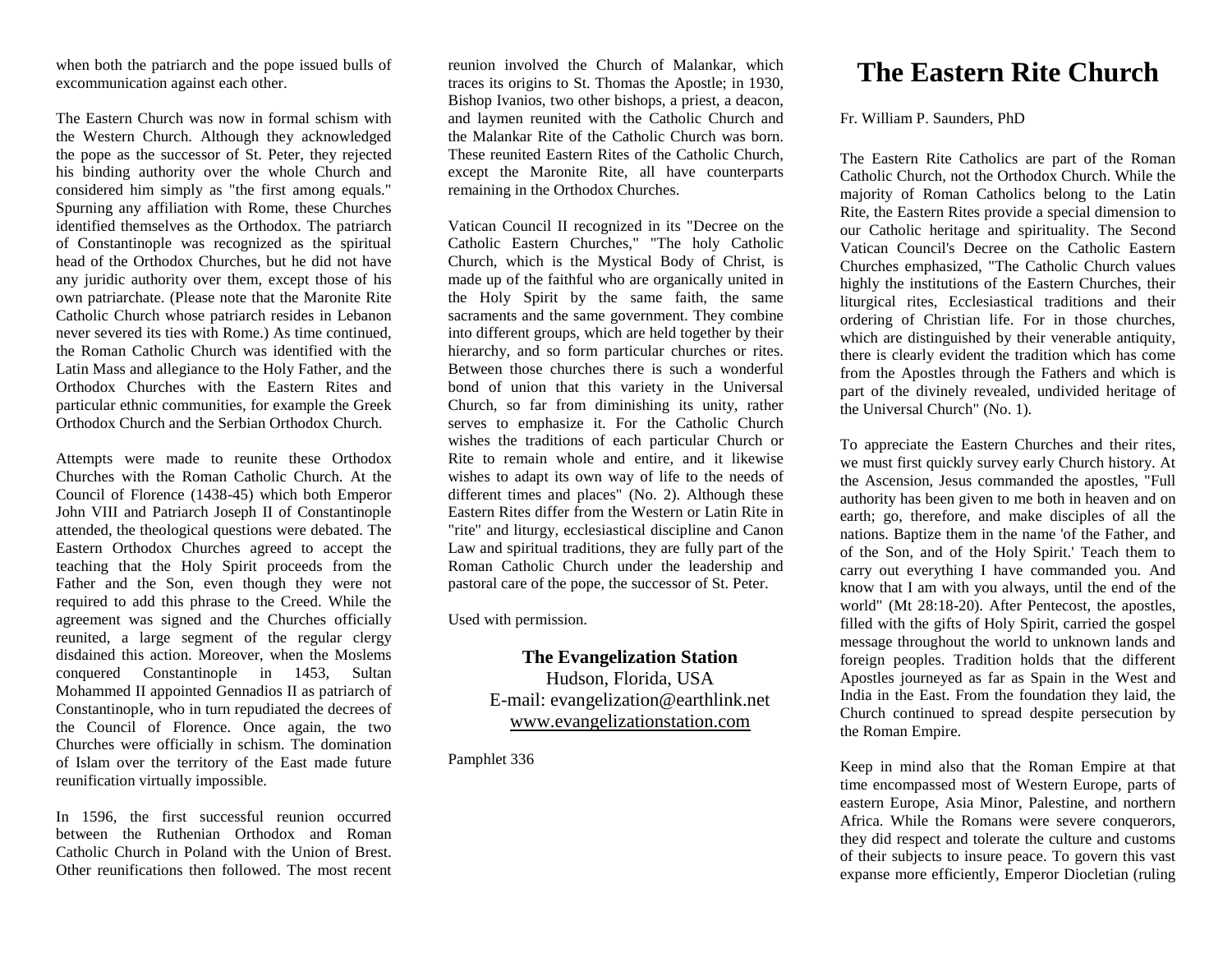when both the patriarch and the pope issued bulls of excommunication against each other.

The Eastern Church was now in formal schism with the Western Church. Although they acknowledged the pope as the successor of St. Peter, they rejected his binding authority over the whole Church and considered him simply as "the first among equals." Spurning any affiliation with Rome, these Churches identified themselves as the Orthodox. The patriarch of Constantinople was recognized as the spiritual head of the Orthodox Churches, but he did not have any juridic authority over them, except those of his own patriarchate. (Please note that the Maronite Rite Catholic Church whose patriarch resides in Lebanon never severed its ties with Rome.) As time continued, the Roman Catholic Church was identified with the Latin Mass and allegiance to the Holy Father, and the Orthodox Churches with the Eastern Rites and particular ethnic communities, for example the Greek Orthodox Church and the Serbian Orthodox Church.

Attempts were made to reunite these Orthodox Churches with the Roman Catholic Church. At the Council of Florence (1438-45) which both Emperor John VIII and Patriarch Joseph II of Constantinople attended, the theological questions were debated. The Eastern Orthodox Churches agreed to accept the teaching that the Holy Spirit proceeds from the Father and the Son, even though they were not required to add this phrase to the Creed. While the agreement was signed and the Churches officially reunited, a large segment of the regular clergy disdained this action. Moreover, when the Moslems conquered Constantinople in 1453, Sultan Mohammed II appointed Gennadios II as patriarch of Constantinople, who in turn repudiated the decrees of the Council of Florence. Once again, the two Churches were officially in schism. The domination of Islam over the territory of the East made future reunification virtually impossible.

In 1596, the first successful reunion occurred between the Ruthenian Orthodox and Roman Catholic Church in Poland with the Union of Brest. Other reunifications then followed. The most recent reunion involved the Church of Malankar, which traces its origins to St. Thomas the Apostle; in 1930, Bishop Ivanios, two other bishops, a priest, a deacon, and laymen reunited with the Catholic Church and the Malankar Rite of the Catholic Church was born. These reunited Eastern Rites of the Catholic Church, except the Maronite Rite, all have counterparts remaining in the Orthodox Churches.

Vatican Council II recognized in its "Decree on the Catholic Eastern Churches," "The holy Catholic Church, which is the Mystical Body of Christ, is made up of the faithful who are organically united in the Holy Spirit by the same faith, the same sacraments and the same government. They combine into different groups, which are held together by their hierarchy, and so form particular churches or rites. Between those churches there is such a wonderful bond of union that this variety in the Universal Church, so far from diminishing its unity, rather serves to emphasize it. For the Catholic Church wishes the traditions of each particular Church or Rite to remain whole and entire, and it likewise wishes to adapt its own way of life to the needs of different times and places" (No. 2). Although these Eastern Rites differ from the Western or Latin Rite in "rite" and liturgy, ecclesiastical discipline and Canon Law and spiritual traditions, they are fully part of the Roman Catholic Church under the leadership and pastoral care of the pope, the successor of St. Peter.

Used with permission.

**The Evangelization Station**
Hudson, Florida, USA
E-mail: evangelization@earthlink.net
www.evangelizationstation.com

Pamphlet 336

# The Eastern Rite Church

Fr. William P. Saunders, PhD

The Eastern Rite Catholics are part of the Roman Catholic Church, not the Orthodox Church. While the majority of Roman Catholics belong to the Latin Rite, the Eastern Rites provide a special dimension to our Catholic heritage and spirituality. The Second Vatican Council's Decree on the Catholic Eastern Churches emphasized, "The Catholic Church values highly the institutions of the Eastern Churches, their liturgical rites, Ecclesiastical traditions and their ordering of Christian life. For in those churches, which are distinguished by their venerable antiquity, there is clearly evident the tradition which has come from the Apostles through the Fathers and which is part of the divinely revealed, undivided heritage of the Universal Church" (No. 1).

To appreciate the Eastern Churches and their rites, we must first quickly survey early Church history. At the Ascension, Jesus commanded the apostles, "Full authority has been given to me both in heaven and on earth; go, therefore, and make disciples of all the nations. Baptize them in the name 'of the Father, and of the Son, and of the Holy Spirit.' Teach them to carry out everything I have commanded you. And know that I am with you always, until the end of the world" (Mt 28:18-20). After Pentecost, the apostles, filled with the gifts of Holy Spirit, carried the gospel message throughout the world to unknown lands and foreign peoples. Tradition holds that the different Apostles journeyed as far as Spain in the West and India in the East. From the foundation they laid, the Church continued to spread despite persecution by the Roman Empire.

Keep in mind also that the Roman Empire at that time encompassed most of Western Europe, parts of eastern Europe, Asia Minor, Palestine, and northern Africa. While the Romans were severe conquerors, they did respect and tolerate the culture and customs of their subjects to insure peace. To govern this vast expanse more efficiently, Emperor Diocletian (ruling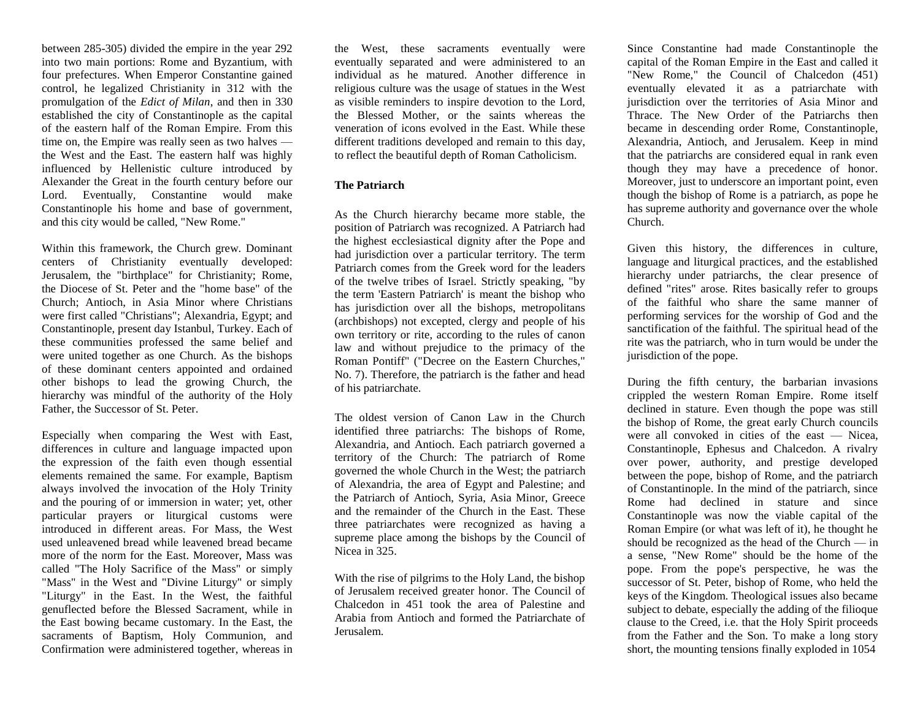between 285-305) divided the empire in the year 292 into two main portions: Rome and Byzantium, with four prefectures. When Emperor Constantine gained control, he legalized Christianity in 312 with the promulgation of the *Edict of Milan*, and then in 330 established the city of Constantinople as the capital of the eastern half of the Roman Empire. From this time on, the Empire was really seen as two halves — the West and the East. The eastern half was highly influenced by Hellenistic culture introduced by Alexander the Great in the fourth century before our Lord. Eventually, Constantine would make Constantinople his home and base of government, and this city would be called, "New Rome."

Within this framework, the Church grew. Dominant centers of Christianity eventually developed: Jerusalem, the "birthplace" for Christianity; Rome, the Diocese of St. Peter and the "home base" of the Church; Antioch, in Asia Minor where Christians were first called "Christians"; Alexandria, Egypt; and Constantinople, present day Istanbul, Turkey. Each of these communities professed the same belief and were united together as one Church. As the bishops of these dominant centers appointed and ordained other bishops to lead the growing Church, the hierarchy was mindful of the authority of the Holy Father, the Successor of St. Peter.

Especially when comparing the West with East, differences in culture and language impacted upon the expression of the faith even though essential elements remained the same. For example, Baptism always involved the invocation of the Holy Trinity and the pouring of or immersion in water; yet, other particular prayers or liturgical customs were introduced in different areas. For Mass, the West used unleavened bread while leavened bread became more of the norm for the East. Moreover, Mass was called "The Holy Sacrifice of the Mass" or simply "Mass" in the West and "Divine Liturgy" or simply "Liturgy" in the East. In the West, the faithful genuflected before the Blessed Sacrament, while in the East bowing became customary. In the East, the sacraments of Baptism, Holy Communion, and Confirmation were administered together, whereas in the West, these sacraments eventually were eventually separated and were administered to an individual as he matured. Another difference in religious culture was the usage of statues in the West as visible reminders to inspire devotion to the Lord, the Blessed Mother, or the saints whereas the veneration of icons evolved in the East. While these different traditions developed and remain to this day, to reflect the beautiful depth of Roman Catholicism.

**The Patriarch**

As the Church hierarchy became more stable, the position of Patriarch was recognized. A Patriarch had the highest ecclesiastical dignity after the Pope and had jurisdiction over a particular territory. The term Patriarch comes from the Greek word for the leaders of the twelve tribes of Israel. Strictly speaking, "by the term 'Eastern Patriarch' is meant the bishop who has jurisdiction over all the bishops, metropolitans (archbishops) not excepted, clergy and people of his own territory or rite, according to the rules of canon law and without prejudice to the primacy of the Roman Pontiff" ("Decree on the Eastern Churches," No. 7). Therefore, the patriarch is the father and head of his patriarchate.

The oldest version of Canon Law in the Church identified three patriarchs: The bishops of Rome, Alexandria, and Antioch. Each patriarch governed a territory of the Church: The patriarch of Rome governed the whole Church in the West; the patriarch of Alexandria, the area of Egypt and Palestine; and the Patriarch of Antioch, Syria, Asia Minor, Greece and the remainder of the Church in the East. These three patriarchates were recognized as having a supreme place among the bishops by the Council of Nicea in 325.

With the rise of pilgrims to the Holy Land, the bishop of Jerusalem received greater honor. The Council of Chalcedon in 451 took the area of Palestine and Arabia from Antioch and formed the Patriarchate of Jerusalem.

Since Constantine had made Constantinople the capital of the Roman Empire in the East and called it "New Rome," the Council of Chalcedon (451) eventually elevated it as a patriarchate with jurisdiction over the territories of Asia Minor and Thrace. The New Order of the Patriarchs then became in descending order Rome, Constantinople, Alexandria, Antioch, and Jerusalem. Keep in mind that the patriarchs are considered equal in rank even though they may have a precedence of honor. Moreover, just to underscore an important point, even though the bishop of Rome is a patriarch, as pope he has supreme authority and governance over the whole Church.

Given this history, the differences in culture, language and liturgical practices, and the established hierarchy under patriarchs, the clear presence of defined "rites" arose. Rites basically refer to groups of the faithful who share the same manner of performing services for the worship of God and the sanctification of the faithful. The spiritual head of the rite was the patriarch, who in turn would be under the jurisdiction of the pope.

During the fifth century, the barbarian invasions crippled the western Roman Empire. Rome itself declined in stature. Even though the pope was still the bishop of Rome, the great early Church councils were all convoked in cities of the east — Nicea, Constantinople, Ephesus and Chalcedon. A rivalry over power, authority, and prestige developed between the pope, bishop of Rome, and the patriarch of Constantinople. In the mind of the patriarch, since Rome had declined in stature and since Constantinople was now the viable capital of the Roman Empire (or what was left of it), he thought he should be recognized as the head of the Church — in a sense, "New Rome" should be the home of the pope. From the pope's perspective, he was the successor of St. Peter, bishop of Rome, who held the keys of the Kingdom. Theological issues also became subject to debate, especially the adding of the filioque clause to the Creed, i.e. that the Holy Spirit proceeds from the Father and the Son. To make a long story short, the mounting tensions finally exploded in 1054